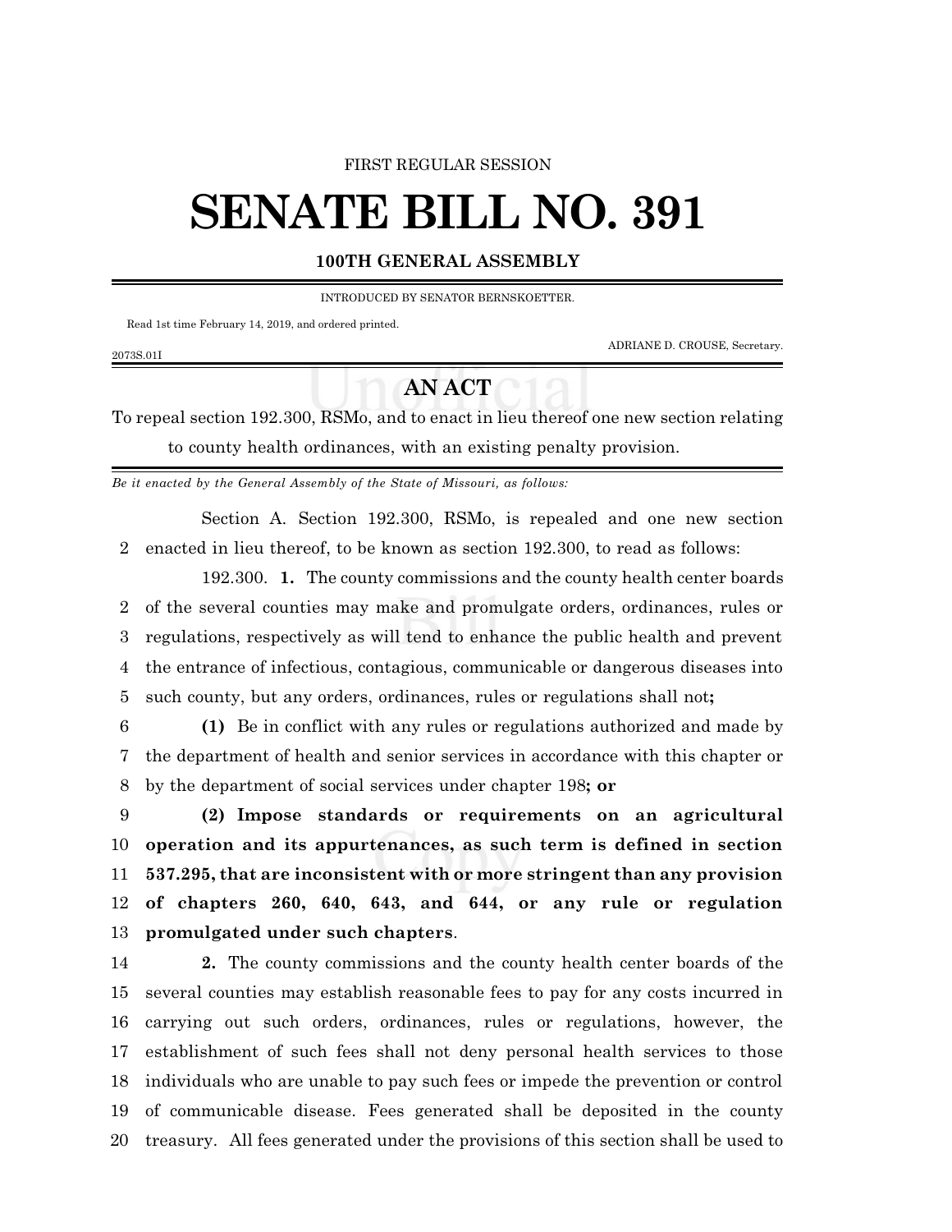FIRST REGULAR SESSION

# SENATE BILL NO. 391

## 100TH GENERAL ASSEMBLY

INTRODUCED BY SENATOR BERNSKOETTER.

Read 1st time February 14, 2019, and ordered printed.

ADRIANE D. CROUSE, Secretary.

2073S.01I

## AN ACT

To repeal section 192.300, RSMo, and to enact in lieu thereof one new section relating to county health ordinances, with an existing penalty provision.

*Be it enacted by the General Assembly of the State of Missouri, as follows:*

Section A. Section 192.300, RSMo, is repealed and one new section enacted in lieu thereof, to be known as section 192.300, to read as follows:

192.300. **1.** The county commissions and the county health center boards of the several counties may make and promulgate orders, ordinances, rules or regulations, respectively as will tend to enhance the public health and prevent the entrance of infectious, contagious, communicable or dangerous diseases into such county, but any orders, ordinances, rules or regulations shall not**;**

**(1)** Be in conflict with any rules or regulations authorized and made by the department of health and senior services in accordance with this chapter or by the department of social services under chapter 198**; or**

**(2) Impose standards or requirements on an agricultural operation and its appurtenances, as such term is defined in section 537.295, that are inconsistent with or more stringent than any provision of chapters 260, 640, 643, and 644, or any rule or regulation promulgated under such chapters**.

**2.** The county commissions and the county health center boards of the several counties may establish reasonable fees to pay for any costs incurred in carrying out such orders, ordinances, rules or regulations, however, the establishment of such fees shall not deny personal health services to those individuals who are unable to pay such fees or impede the prevention or control of communicable disease. Fees generated shall be deposited in the county treasury. All fees generated under the provisions of this section shall be used to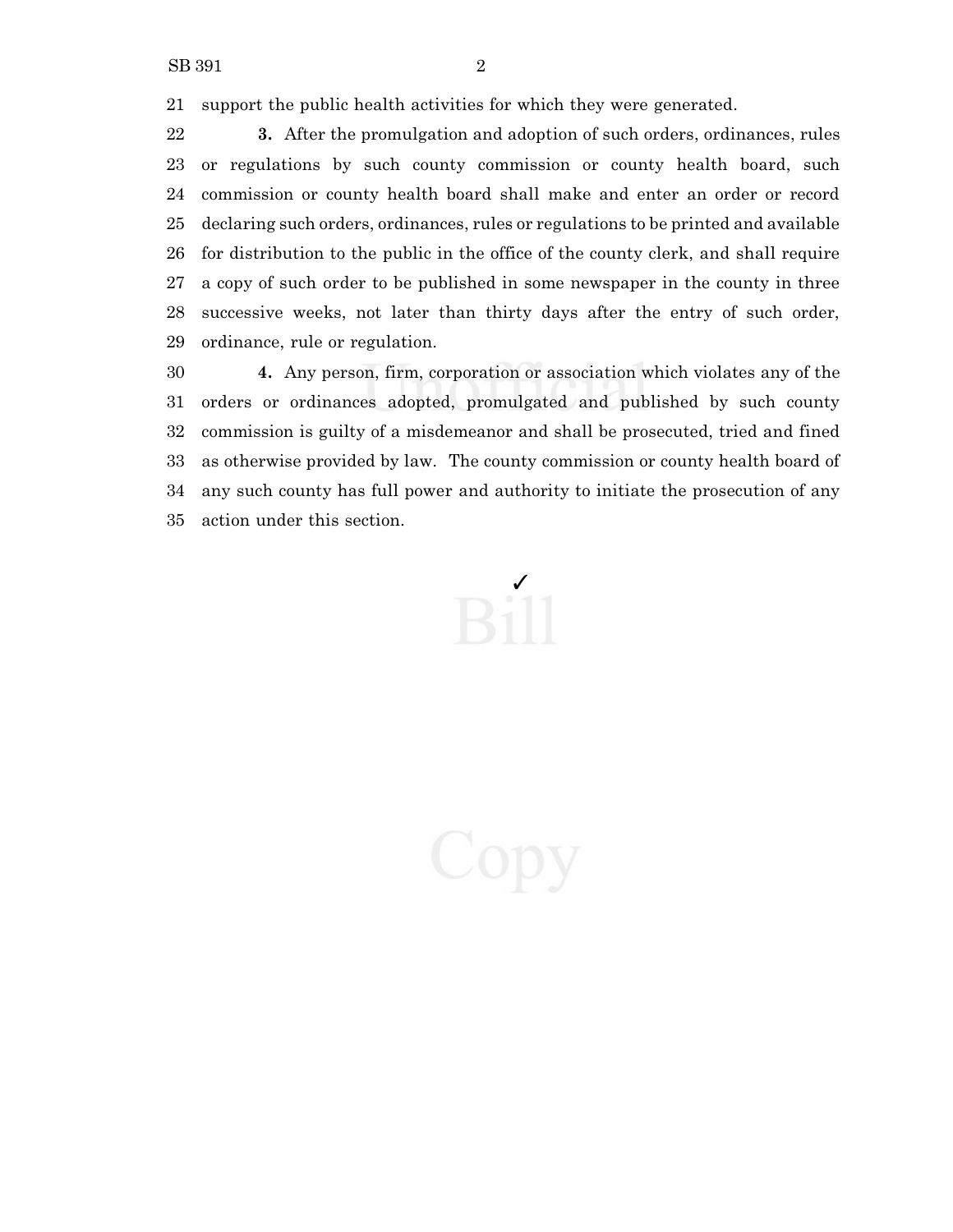support the public health activities for which they were generated.

**3.** After the promulgation and adoption of such orders, ordinances, rules or regulations by such county commission or county health board, such commission or county health board shall make and enter an order or record declaring such orders, ordinances, rules or regulations to be printed and available for distribution to the public in the office of the county clerk, and shall require a copy of such order to be published in some newspaper in the county in three successive weeks, not later than thirty days after the entry of such order, ordinance, rule or regulation.

**4.** Any person, firm, corporation or association which violates any of the orders or ordinances adopted, promulgated and published by such county commission is guilty of a misdemeanor and shall be prosecuted, tried and fined as otherwise provided by law. The county commission or county health board of any such county has full power and authority to initiate the prosecution of any action under this section.

✓